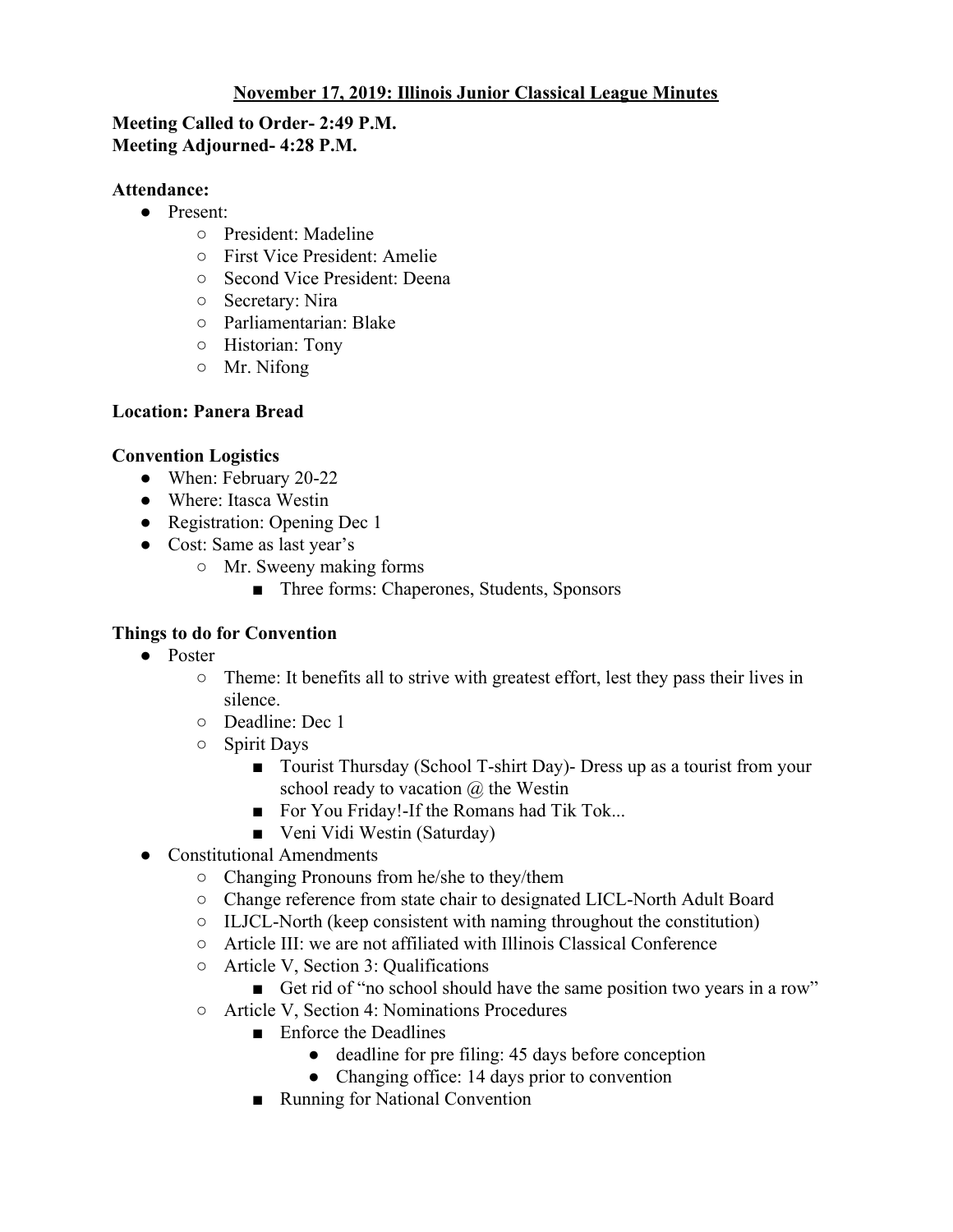# November 17, 2019: Illinois Junior Classical League Minutes

**Meeting Called to Order- 2:49 P.M.**
**Meeting Adjourned- 4:28 P.M.**

**Attendance:**

- Present:
    - President: Madeline
    - First Vice President: Amelie
    - Second Vice President: Deena
    - Secretary: Nira
    - Parliamentarian: Blake
    - Historian: Tony
    - Mr. Nifong

**Location: Panera Bread**

**Convention Logistics**

- When: February 20-22
- Where: Itasca Westin
- Registration: Opening Dec 1
- Cost: Same as last year's
    - Mr. Sweeny making forms
        - Three forms: Chaperones, Students, Sponsors

**Things to do for Convention**

- Poster
    - Theme: It benefits all to strive with greatest effort, lest they pass their lives in silence.
    - Deadline: Dec 1
    - Spirit Days
        - Tourist Thursday (School T-shirt Day)- Dress up as a tourist from your school ready to vacation @ the Westin
        - For You Friday!-If the Romans had Tik Tok...
        - Veni Vidi Westin (Saturday)
- Constitutional Amendments
    - Changing Pronouns from he/she to they/them
    - Change reference from state chair to designated LICL-North Adult Board
    - ILJCL-North (keep consistent with naming throughout the constitution)
    - Article III: we are not affiliated with Illinois Classical Conference
    - Article V, Section 3: Qualifications
        - Get rid of "no school should have the same position two years in a row"
    - Article V, Section 4: Nominations Procedures
        - Enforce the Deadlines
            - deadline for pre filing: 45 days before conception
            - Changing office: 14 days prior to convention
        - Running for National Convention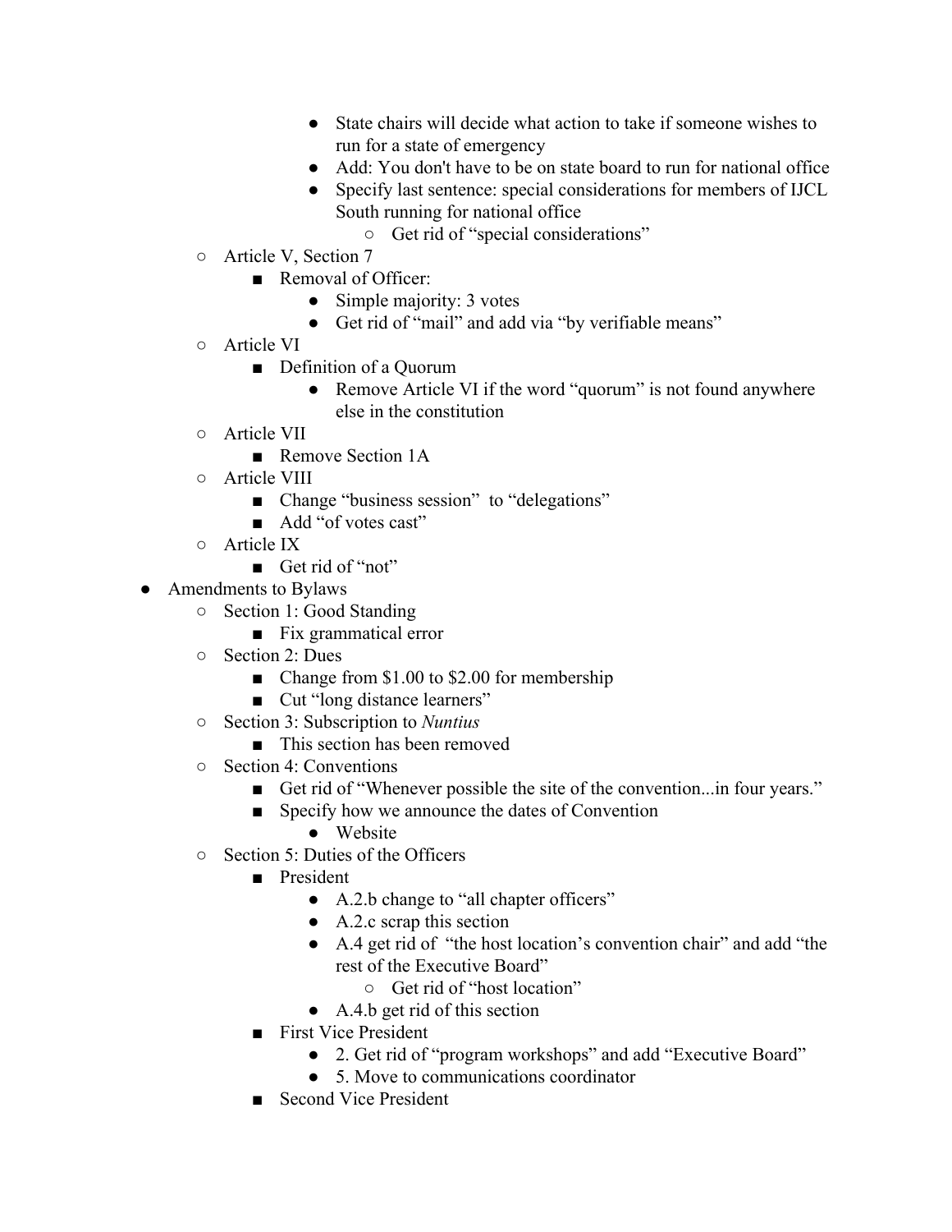- State chairs will decide what action to take if someone wishes to run for a state of emergency
            - Add: You don't have to be on state board to run for national office
            - Specify last sentence: special considerations for members of IJCL South running for national office
                - Get rid of "special considerations"
    - Article V, Section 7
        - Removal of Officer:
            - Simple majority: 3 votes
            - Get rid of "mail" and add via "by verifiable means"
    - Article VI
        - Definition of a Quorum
            - Remove Article VI if the word "quorum" is not found anywhere else in the constitution
    - Article VII
        - Remove Section 1A
    - Article VIII
        - Change "business session" to "delegations"
        - Add "of votes cast"
    - Article IX
        - Get rid of "not"
- Amendments to Bylaws
    - Section 1: Good Standing
        - Fix grammatical error
    - Section 2: Dues
        - Change from $1.00 to $2.00 for membership
        - Cut "long distance learners"
    - Section 3: Subscription to *Nuntius*
        - This section has been removed
    - Section 4: Conventions
        - Get rid of "Whenever possible the site of the convention...in four years."
        - Specify how we announce the dates of Convention
            - Website
    - Section 5: Duties of the Officers
        - President
            - A.2.b change to "all chapter officers"
            - A.2.c scrap this section
            - A.4 get rid of "the host location's convention chair" and add "the rest of the Executive Board"
                - Get rid of "host location"
            - A.4.b get rid of this section
        - First Vice President
            - 2. Get rid of "program workshops" and add "Executive Board"
            - 5. Move to communications coordinator
        - Second Vice President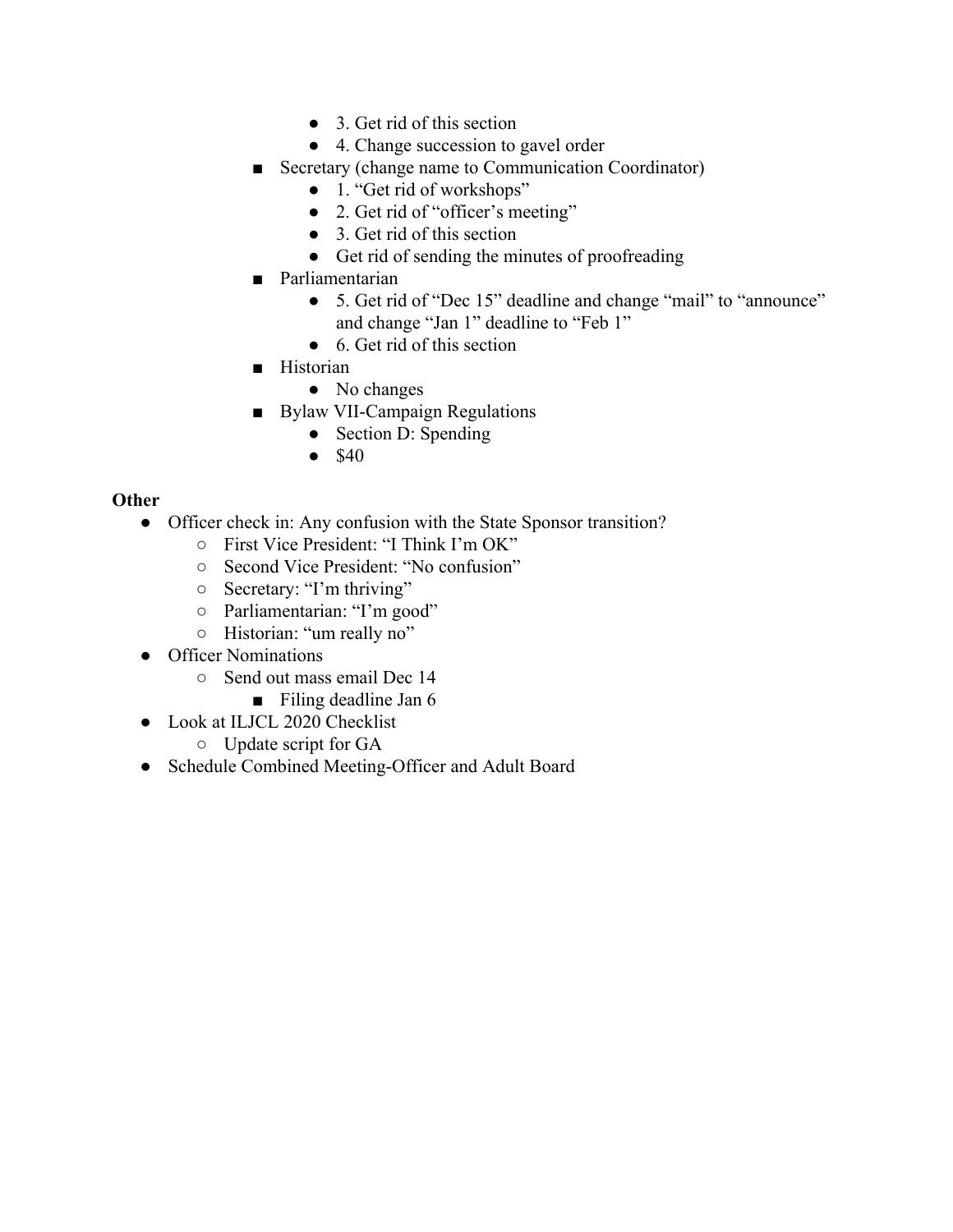- 3. Get rid of this section
      - 4. Change succession to gavel order
    - Secretary (change name to Communication Coordinator)
      - 1. “Get rid of workshops”
      - 2. Get rid of “officer’s meeting”
      - 3. Get rid of this section
      - Get rid of sending the minutes of proofreading
    - Parliamentarian
      - 5. Get rid of “Dec 15” deadline and change “mail” to “announce” and change “Jan 1” deadline to “Feb 1”
      - 6. Get rid of this section
    - Historian
      - No changes
    - Bylaw VII-Campaign Regulations
      - Section D: Spending
      - $40

**Other**

- Officer check in: Any confusion with the State Sponsor transition?
  - First Vice President: “I Think I’m OK”
  - Second Vice President: “No confusion”
  - Secretary: “I’m thriving”
  - Parliamentarian: “I’m good”
  - Historian: “um really no”
- Officer Nominations
  - Send out mass email Dec 14
    - Filing deadline Jan 6
- Look at ILJCL 2020 Checklist
  - Update script for GA
- Schedule Combined Meeting-Officer and Adult Board